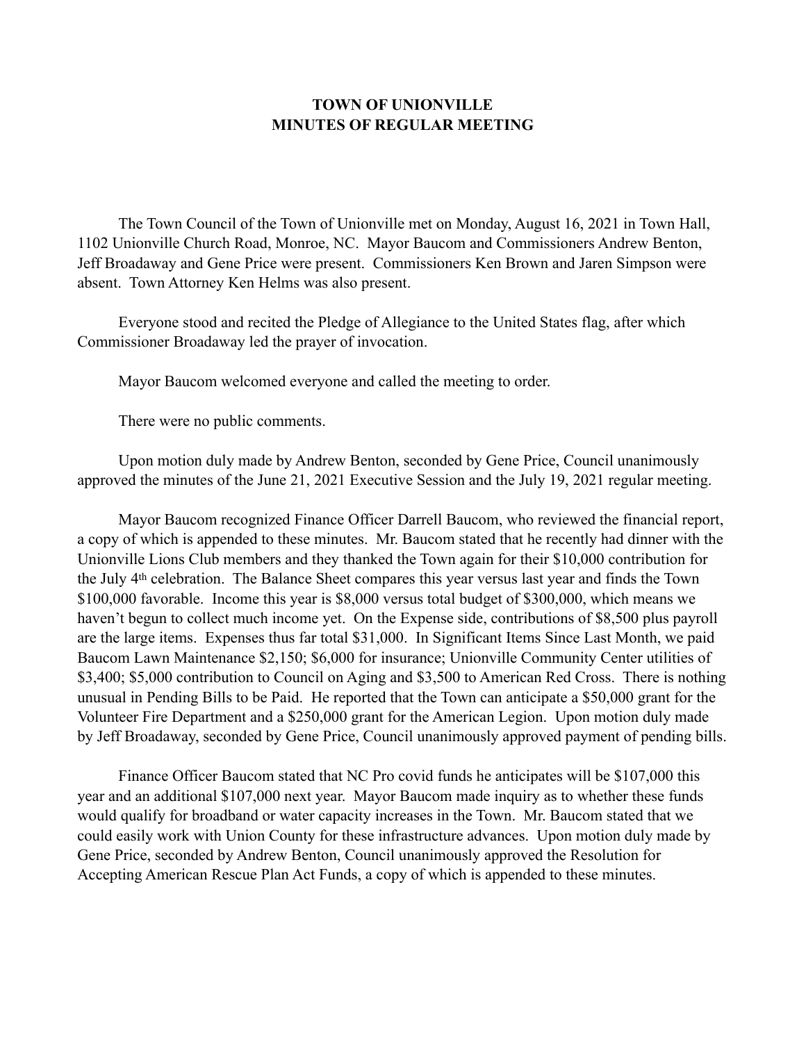# TOWN OF UNIONVILLE
# MINUTES OF REGULAR MEETING

The Town Council of the Town of Unionville met on Monday, August 16, 2021 in Town Hall, 1102 Unionville Church Road, Monroe, NC. Mayor Baucom and Commissioners Andrew Benton, Jeff Broadaway and Gene Price were present. Commissioners Ken Brown and Jaren Simpson were absent. Town Attorney Ken Helms was also present.

Everyone stood and recited the Pledge of Allegiance to the United States flag, after which Commissioner Broadaway led the prayer of invocation.

Mayor Baucom welcomed everyone and called the meeting to order.

There were no public comments.

Upon motion duly made by Andrew Benton, seconded by Gene Price, Council unanimously approved the minutes of the June 21, 2021 Executive Session and the July 19, 2021 regular meeting.

Mayor Baucom recognized Finance Officer Darrell Baucom, who reviewed the financial report, a copy of which is appended to these minutes. Mr. Baucom stated that he recently had dinner with the Unionville Lions Club members and they thanked the Town again for their $10,000 contribution for the July 4th celebration. The Balance Sheet compares this year versus last year and finds the Town $100,000 favorable. Income this year is $8,000 versus total budget of $300,000, which means we haven't begun to collect much income yet. On the Expense side, contributions of $8,500 plus payroll are the large items. Expenses thus far total $31,000. In Significant Items Since Last Month, we paid Baucom Lawn Maintenance $2,150; $6,000 for insurance; Unionville Community Center utilities of $3,400; $5,000 contribution to Council on Aging and $3,500 to American Red Cross. There is nothing unusual in Pending Bills to be Paid. He reported that the Town can anticipate a $50,000 grant for the Volunteer Fire Department and a $250,000 grant for the American Legion. Upon motion duly made by Jeff Broadaway, seconded by Gene Price, Council unanimously approved payment of pending bills.

Finance Officer Baucom stated that NC Pro covid funds he anticipates will be $107,000 this year and an additional $107,000 next year. Mayor Baucom made inquiry as to whether these funds would qualify for broadband or water capacity increases in the Town. Mr. Baucom stated that we could easily work with Union County for these infrastructure advances. Upon motion duly made by Gene Price, seconded by Andrew Benton, Council unanimously approved the Resolution for Accepting American Rescue Plan Act Funds, a copy of which is appended to these minutes.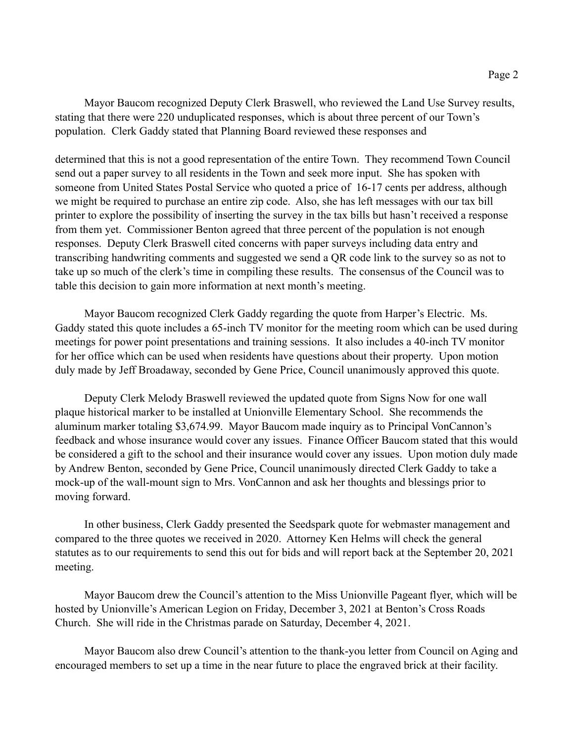Mayor Baucom recognized Deputy Clerk Braswell, who reviewed the Land Use Survey results, stating that there were 220 unduplicated responses, which is about three percent of our Town's population. Clerk Gaddy stated that Planning Board reviewed these responses and determined that this is not a good representation of the entire Town. They recommend Town Council send out a paper survey to all residents in the Town and seek more input. She has spoken with someone from United States Postal Service who quoted a price of 16-17 cents per address, although we might be required to purchase an entire zip code. Also, she has left messages with our tax bill printer to explore the possibility of inserting the survey in the tax bills but hasn't received a response from them yet. Commissioner Benton agreed that three percent of the population is not enough responses. Deputy Clerk Braswell cited concerns with paper surveys including data entry and transcribing handwriting comments and suggested we send a QR code link to the survey so as not to take up so much of the clerk's time in compiling these results. The consensus of the Council was to table this decision to gain more information at next month's meeting.

Mayor Baucom recognized Clerk Gaddy regarding the quote from Harper's Electric. Ms. Gaddy stated this quote includes a 65-inch TV monitor for the meeting room which can be used during meetings for power point presentations and training sessions. It also includes a 40-inch TV monitor for her office which can be used when residents have questions about their property. Upon motion duly made by Jeff Broadaway, seconded by Gene Price, Council unanimously approved this quote.

Deputy Clerk Melody Braswell reviewed the updated quote from Signs Now for one wall plaque historical marker to be installed at Unionville Elementary School. She recommends the aluminum marker totaling $3,674.99. Mayor Baucom made inquiry as to Principal VonCannon's feedback and whose insurance would cover any issues. Finance Officer Baucom stated that this would be considered a gift to the school and their insurance would cover any issues. Upon motion duly made by Andrew Benton, seconded by Gene Price, Council unanimously directed Clerk Gaddy to take a mock-up of the wall-mount sign to Mrs. VonCannon and ask her thoughts and blessings prior to moving forward.

In other business, Clerk Gaddy presented the Seedspark quote for webmaster management and compared to the three quotes we received in 2020. Attorney Ken Helms will check the general statutes as to our requirements to send this out for bids and will report back at the September 20, 2021 meeting.

Mayor Baucom drew the Council's attention to the Miss Unionville Pageant flyer, which will be hosted by Unionville's American Legion on Friday, December 3, 2021 at Benton's Cross Roads Church. She will ride in the Christmas parade on Saturday, December 4, 2021.

Mayor Baucom also drew Council's attention to the thank-you letter from Council on Aging and encouraged members to set up a time in the near future to place the engraved brick at their facility.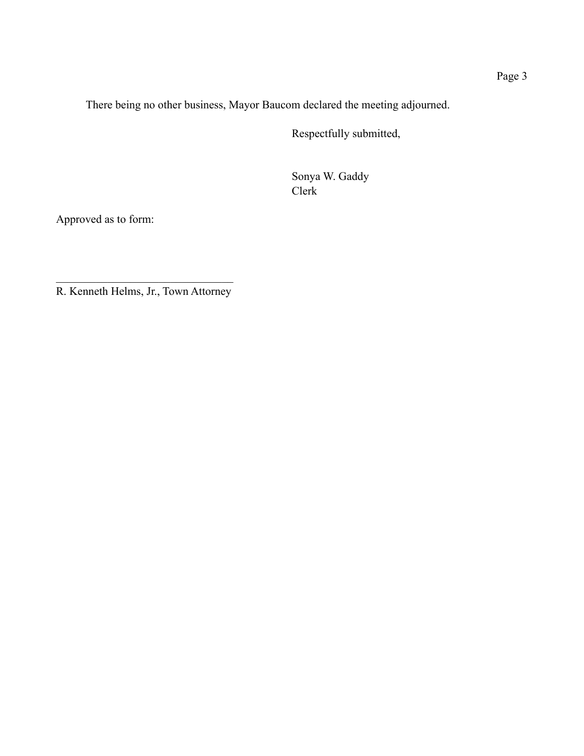There being no other business, Mayor Baucom declared the meeting adjourned.

Respectfully submitted,

Sonya W. Gaddy
Clerk

Approved as to form:

\_\_\_\_\_\_\_\_\_\_\_\_\_\_\_\_\_\_\_\_\_\_\_\_\_\_\_\_\_\_\_\_
R. Kenneth Helms, Jr., Town Attorney